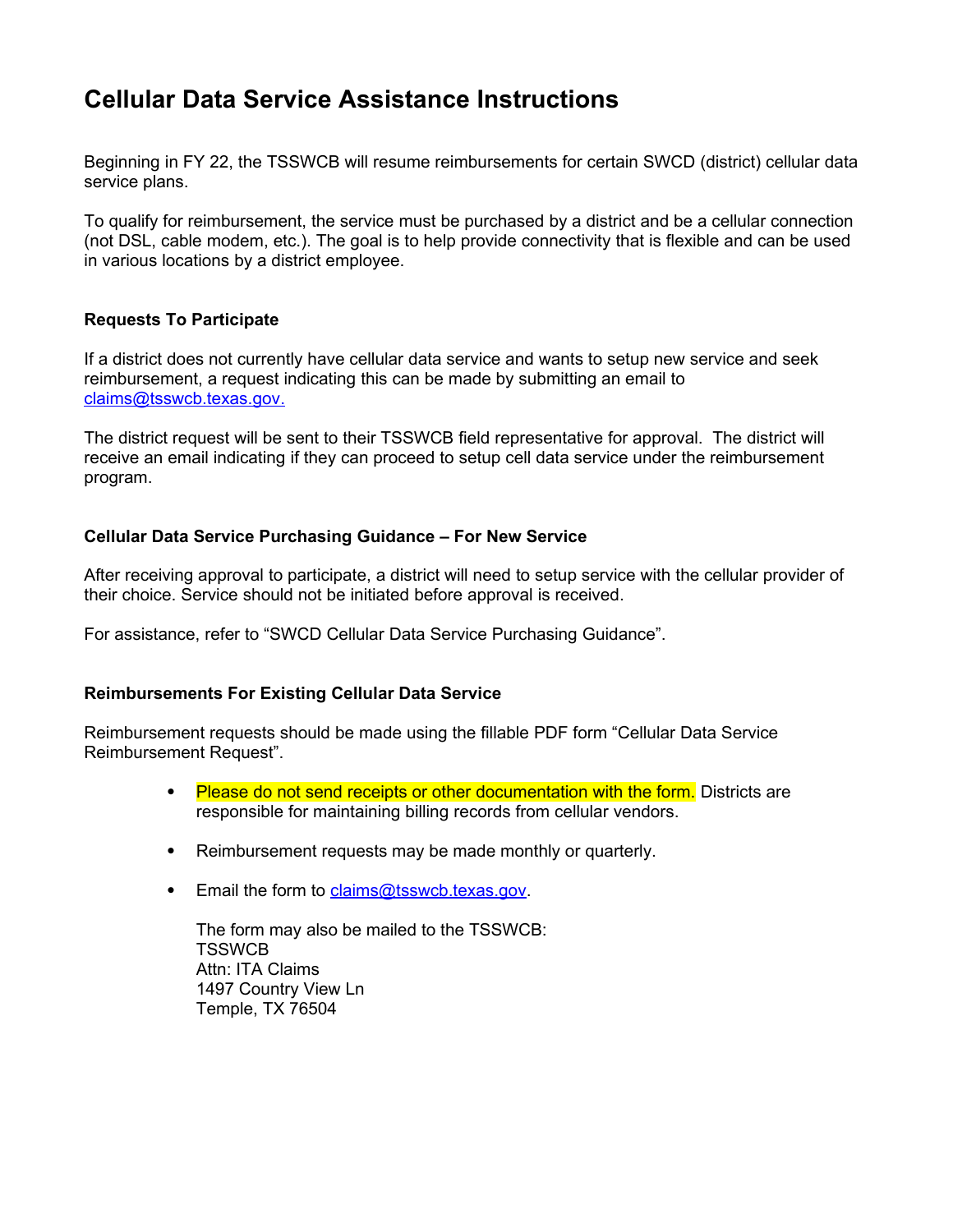# Cellular Data Service Assistance Instructions

Beginning in FY 22, the TSSWCB will resume reimbursements for certain SWCD (district) cellular data service plans.

To qualify for reimbursement, the service must be purchased by a district and be a cellular connection (not DSL, cable modem, etc.). The goal is to help provide connectivity that is flexible and can be used in various locations by a district employee.

### Requests To Participate

If a district does not currently have cellular data service and wants to setup new service and seek reimbursement, a request indicating this can be made by submitting an email to claims@tsswcb.texas.gov.

The district request will be sent to their TSSWCB field representative for approval. The district will receive an email indicating if they can proceed to setup cell data service under the reimbursement program.

### Cellular Data Service Purchasing Guidance – For New Service

After receiving approval to participate, a district will need to setup service with the cellular provider of their choice. Service should not be initiated before approval is received.

For assistance, refer to "SWCD Cellular Data Service Purchasing Guidance".

### Reimbursements For Existing Cellular Data Service

Reimbursement requests should be made using the fillable PDF form "Cellular Data Service Reimbursement Request".

- Please do not send receipts or other documentation with the form. Districts are responsible for maintaining billing records from cellular vendors.
- Reimbursement requests may be made monthly or quarterly.
- Email the form to claims@tsswcb.texas.gov.

  The form may also be mailed to the TSSWCB:
  TSSWCB
  Attn: ITA Claims
  1497 Country View Ln
  Temple, TX 76504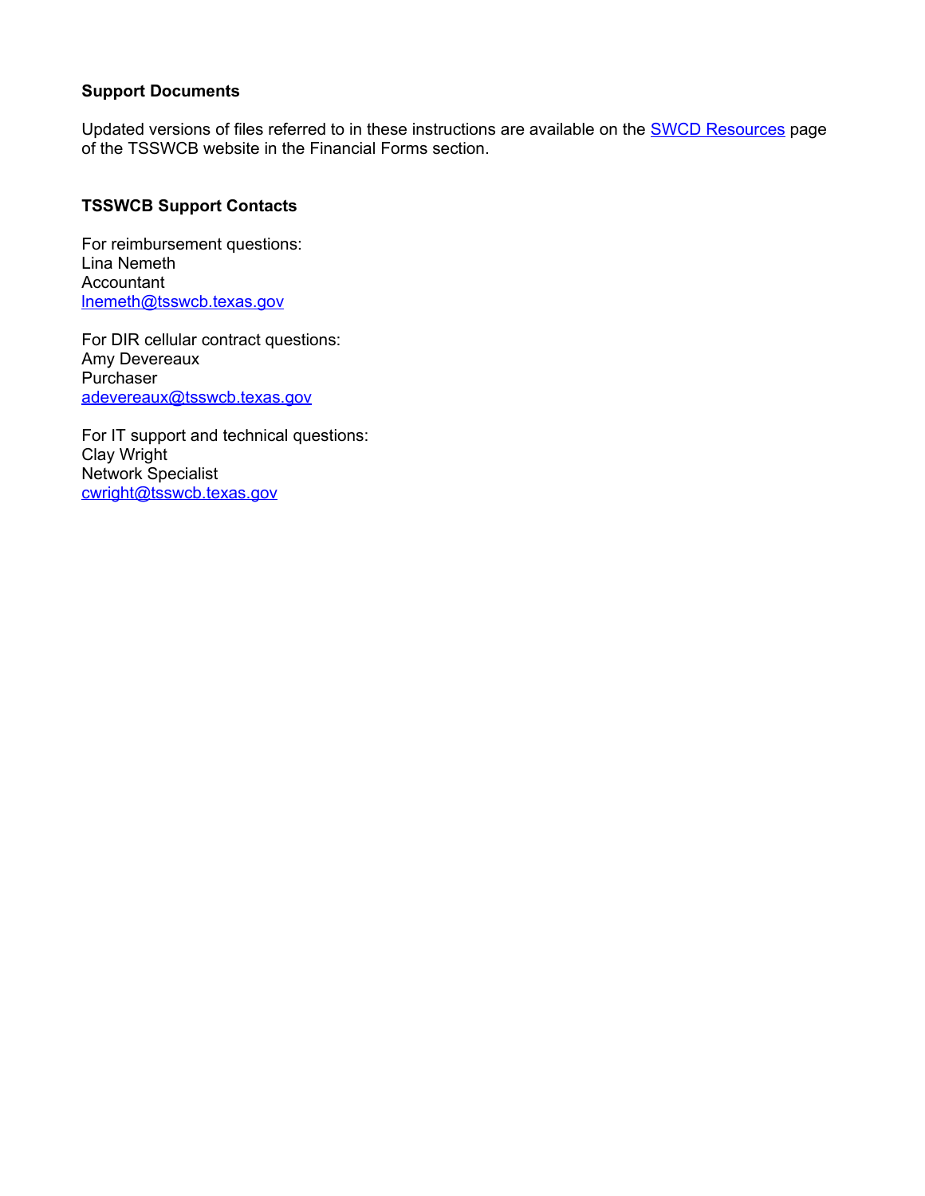**Support Documents**

Updated versions of files referred to in these instructions are available on the [SWCD Resources](#) page of the TSSWCB website in the Financial Forms section.

**TSSWCB Support Contacts**

For reimbursement questions:
Lina Nemeth
Accountant
lnemeth@tsswcb.texas.gov

For DIR cellular contract questions:
Amy Devereaux
Purchaser
adevereaux@tsswcb.texas.gov

For IT support and technical questions:
Clay Wright
Network Specialist
cwright@tsswcb.texas.gov